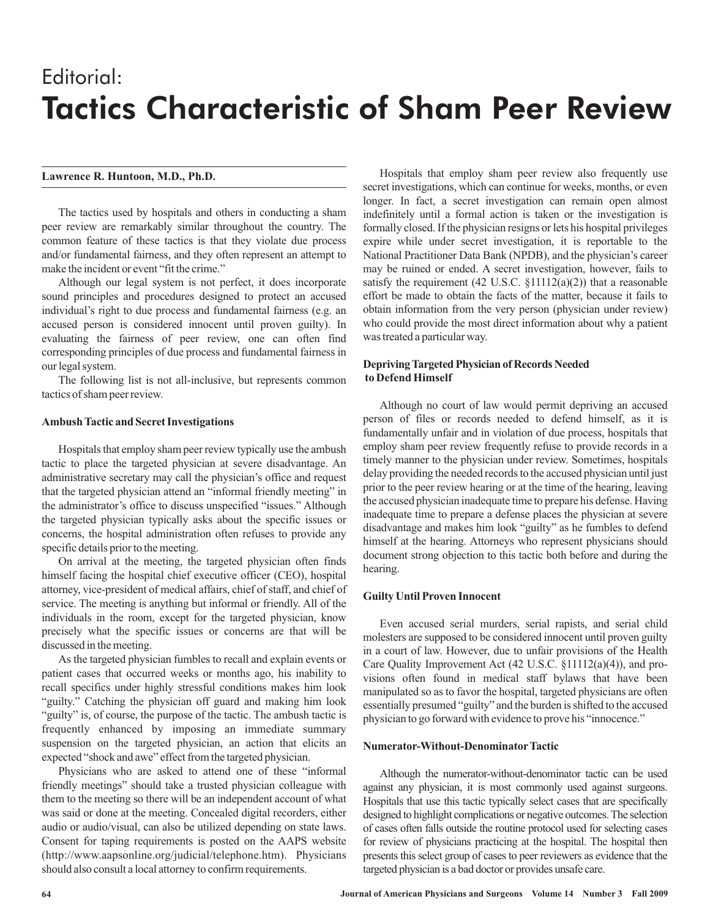Editorial:

# Tactics Characteristic of Sham Peer Review

**Lawrence R. Huntoon, M.D., Ph.D.**

The tactics used by hospitals and others in conducting a sham peer review are remarkably similar throughout the country. The common feature of these tactics is that they violate due process and/or fundamental fairness, and they often represent an attempt to make the incident or event "fit the crime."

Although our legal system is not perfect, it does incorporate sound principles and procedures designed to protect an accused individual's right to due process and fundamental fairness (e.g. an accused person is considered innocent until proven guilty). In evaluating the fairness of peer review, one can often find corresponding principles of due process and fundamental fairness in our legal system.

The following list is not all-inclusive, but represents common tactics of sham peer review.

### Ambush Tactic and Secret Investigations

Hospitals that employ sham peer review typically use the ambush tactic to place the targeted physician at severe disadvantage. An administrative secretary may call the physician's office and request that the targeted physician attend an "informal friendly meeting" in the administrator's office to discuss unspecified "issues." Although the targeted physician typically asks about the specific issues or concerns, the hospital administration often refuses to provide any specific details prior to the meeting.

On arrival at the meeting, the targeted physician often finds himself facing the hospital chief executive officer (CEO), hospital attorney, vice-president of medical affairs, chief of staff, and chief of service. The meeting is anything but informal or friendly. All of the individuals in the room, except for the targeted physician, know precisely what the specific issues or concerns are that will be discussed in the meeting.

As the targeted physician fumbles to recall and explain events or patient cases that occurred weeks or months ago, his inability to recall specifics under highly stressful conditions makes him look "guilty." Catching the physician off guard and making him look "guilty" is, of course, the purpose of the tactic. The ambush tactic is frequently enhanced by imposing an immediate summary suspension on the targeted physician, an action that elicits an expected "shock and awe" effect from the targeted physician.

Physicians who are asked to attend one of these "informal friendly meetings" should take a trusted physician colleague with them to the meeting so there will be an independent account of what was said or done at the meeting. Concealed digital recorders, either audio or audio/visual, can also be utilized depending on state laws. Consent for taping requirements is posted on the AAPS website (http://www.aapsonline.org/judicial/telephone.htm). Physicians should also consult a local attorney to confirm requirements.

Hospitals that employ sham peer review also frequently use secret investigations, which can continue for weeks, months, or even longer. In fact, a secret investigation can remain open almost indefinitely until a formal action is taken or the investigation is formally closed. If the physician resigns or lets his hospital privileges expire while under secret investigation, it is reportable to the National Practitioner Data Bank (NPDB), and the physician's career may be ruined or ended. A secret investigation, however, fails to satisfy the requirement (42 U.S.C. §11112(a)(2)) that a reasonable effort be made to obtain the facts of the matter, because it fails to obtain information from the very person (physician under review) who could provide the most direct information about why a patient was treated a particular way.

### Depriving Targeted Physician of Records Needed to Defend Himself

Although no court of law would permit depriving an accused person of files or records needed to defend himself, as it is fundamentally unfair and in violation of due process, hospitals that employ sham peer review frequently refuse to provide records in a timely manner to the physician under review. Sometimes, hospitals delay providing the needed records to the accused physician until just prior to the peer review hearing or at the time of the hearing, leaving the accused physician inadequate time to prepare his defense. Having inadequate time to prepare a defense places the physician at severe disadvantage and makes him look "guilty" as he fumbles to defend himself at the hearing. Attorneys who represent physicians should document strong objection to this tactic both before and during the hearing.

### Guilty Until Proven Innocent

Even accused serial murders, serial rapists, and serial child molesters are supposed to be considered innocent until proven guilty in a court of law. However, due to unfair provisions of the Health Care Quality Improvement Act (42 U.S.C. §11112(a)(4)), and provisions often found in medical staff bylaws that have been manipulated so as to favor the hospital, targeted physicians are often essentially presumed "guilty" and the burden is shifted to the accused physician to go forward with evidence to prove his "innocence."

### Numerator-Without-Denominator Tactic

Although the numerator-without-denominator tactic can be used against any physician, it is most commonly used against surgeons. Hospitals that use this tactic typically select cases that are specifically designed to highlight complications or negative outcomes. The selection of cases often falls outside the routine protocol used for selecting cases for review of physicians practicing at the hospital. The hospital then presents this select group of cases to peer reviewers as evidence that the targeted physician is a bad doctor or provides unsafe care.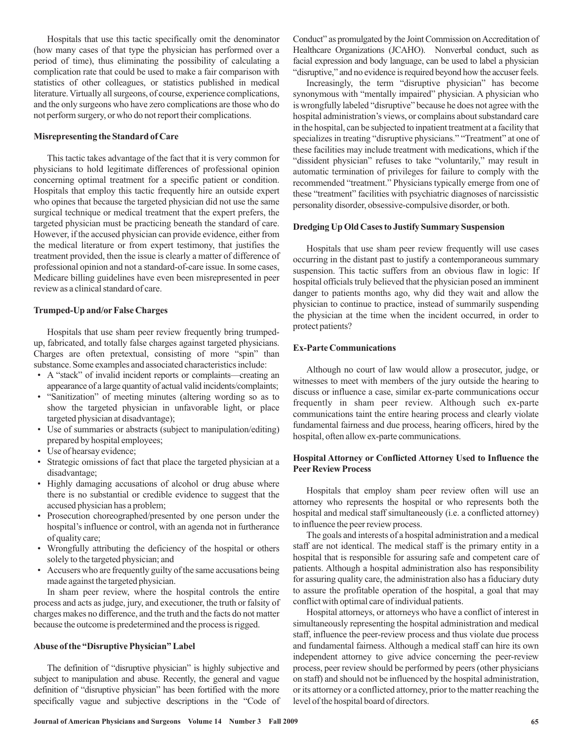Hospitals that use this tactic specifically omit the denominator (how many cases of that type the physician has performed over a period of time), thus eliminating the possibility of calculating a complication rate that could be used to make a fair comparison with statistics of other colleagues, or statistics published in medical literature. Virtually all surgeons, of course, experience complications, and the only surgeons who have zero complications are those who do not perform surgery, or who do not report their complications.

**Misrepresenting the Standard of Care**

This tactic takes advantage of the fact that it is very common for physicians to hold legitimate differences of professional opinion concerning optimal treatment for a specific patient or condition. Hospitals that employ this tactic frequently hire an outside expert who opines that because the targeted physician did not use the same surgical technique or medical treatment that the expert prefers, the targeted physician must be practicing beneath the standard of care. However, if the accused physician can provide evidence, either from the medical literature or from expert testimony, that justifies the treatment provided, then the issue is clearly a matter of difference of professional opinion and not a standard-of-care issue. In some cases, Medicare billing guidelines have even been misrepresented in peer review as a clinical standard of care.

**Trumped-Up and/or False Charges**

Hospitals that use sham peer review frequently bring trumped-up, fabricated, and totally false charges against targeted physicians. Charges are often pretextual, consisting of more "spin" than substance. Some examples and associated characteristics include:

- A "stack" of invalid incident reports or complaints—creating an appearance of a large quantity of actual valid incidents/complaints;
- "Sanitization" of meeting minutes (altering wording so as to show the targeted physician in unfavorable light, or place targeted physician at disadvantage);
- Use of summaries or abstracts (subject to manipulation/editing) prepared by hospital employees;
- Use of hearsay evidence;
- Strategic omissions of fact that place the targeted physician at a disadvantage;
- Highly damaging accusations of alcohol or drug abuse where there is no substantial or credible evidence to suggest that the accused physician has a problem;
- Prosecution choreographed/presented by one person under the hospital's influence or control, with an agenda not in furtherance of quality care;
- Wrongfully attributing the deficiency of the hospital or others solely to the targeted physician; and
- Accusers who are frequently guilty of the same accusations being made against the targeted physician.

In sham peer review, where the hospital controls the entire process and acts as judge, jury, and executioner, the truth or falsity of charges makes no difference, and the truth and the facts do not matter because the outcome is predetermined and the process is rigged.

**Abuse of the "Disruptive Physician" Label**

The definition of "disruptive physician" is highly subjective and subject to manipulation and abuse. Recently, the general and vague definition of "disruptive physician" has been fortified with the more specifically vague and subjective descriptions in the "Code of Conduct" as promulgated by the Joint Commission on Accreditation of Healthcare Organizations (JCAHO). Nonverbal conduct, such as facial expression and body language, can be used to label a physician "disruptive," and no evidence is required beyond how the accuser feels.

Increasingly, the term "disruptive physician" has become synonymous with "mentally impaired" physician. A physician who is wrongfully labeled "disruptive" because he does not agree with the hospital administration's views, or complains about substandard care in the hospital, can be subjected to inpatient treatment at a facility that specializes in treating "disruptive physicians." "Treatment" at one of these facilities may include treatment with medications, which if the "dissident physician" refuses to take "voluntarily," may result in automatic termination of privileges for failure to comply with the recommended "treatment." Physicians typically emerge from one of these "treatment" facilities with psychiatric diagnoses of narcissistic personality disorder, obsessive-compulsive disorder, or both.

**Dredging Up Old Cases to Justify Summary Suspension**

Hospitals that use sham peer review frequently will use cases occurring in the distant past to justify a contemporaneous summary suspension. This tactic suffers from an obvious flaw in logic: If hospital officials truly believed that the physician posed an imminent danger to patients months ago, why did they wait and allow the physician to continue to practice, instead of summarily suspending the physician at the time when the incident occurred, in order to protect patients?

**Ex-Parte Communications**

Although no court of law would allow a prosecutor, judge, or witnesses to meet with members of the jury outside the hearing to discuss or influence a case, similar ex-parte communications occur frequently in sham peer review. Although such ex-parte communications taint the entire hearing process and clearly violate fundamental fairness and due process, hearing officers, hired by the hospital, often allow ex-parte communications.

**Hospital Attorney or Conflicted Attorney Used to Influence the Peer Review Process**

Hospitals that employ sham peer review often will use an attorney who represents the hospital or who represents both the hospital and medical staff simultaneously (i.e. a conflicted attorney) to influence the peer review process.

The goals and interests of a hospital administration and a medical staff are not identical. The medical staff is the primary entity in a hospital that is responsible for assuring safe and competent care of patients. Although a hospital administration also has responsibility for assuring quality care, the administration also has a fiduciary duty to assure the profitable operation of the hospital, a goal that may conflict with optimal care of individual patients.

Hospital attorneys, or attorneys who have a conflict of interest in simultaneously representing the hospital administration and medical staff, influence the peer-review process and thus violate due process and fundamental fairness. Although a medical staff can hire its own independent attorney to give advice concerning the peer-review process, peer review should be performed by peers (other physicians on staff) and should not be influenced by the hospital administration, or its attorney or a conflicted attorney, prior to the matter reaching the level of the hospital board of directors.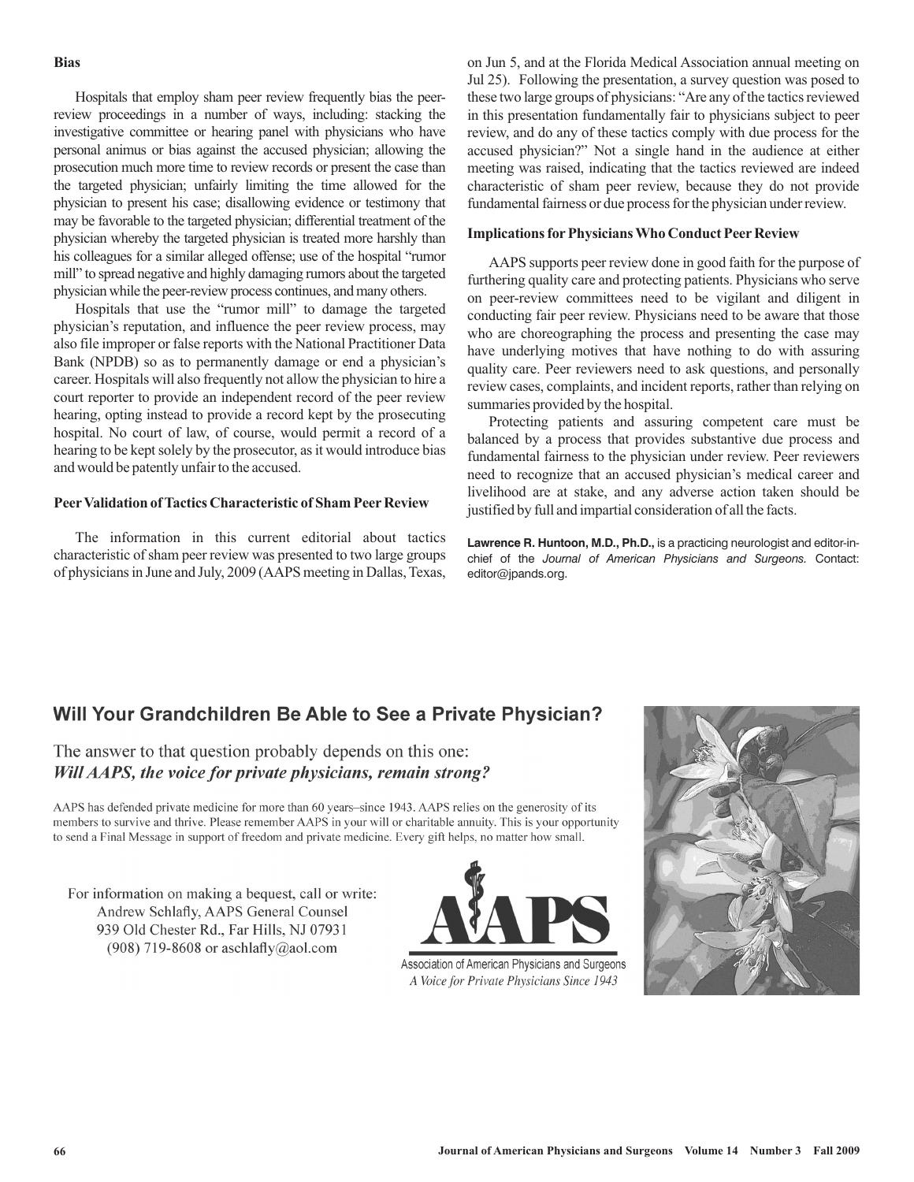### Bias

Hospitals that employ sham peer review frequently bias the peer-review proceedings in a number of ways, including: stacking the investigative committee or hearing panel with physicians who have personal animus or bias against the accused physician; allowing the prosecution much more time to review records or present the case than the targeted physician; unfairly limiting the time allowed for the physician to present his case; disallowing evidence or testimony that may be favorable to the targeted physician; differential treatment of the physician whereby the targeted physician is treated more harshly than his colleagues for a similar alleged offense; use of the hospital "rumor mill" to spread negative and highly damaging rumors about the targeted physician while the peer-review process continues, and many others.

Hospitals that use the "rumor mill" to damage the targeted physician's reputation, and influence the peer review process, may also file improper or false reports with the National Practitioner Data Bank (NPDB) so as to permanently damage or end a physician's career. Hospitals will also frequently not allow the physician to hire a court reporter to provide an independent record of the peer review hearing, opting instead to provide a record kept by the prosecuting hospital. No court of law, of course, would permit a record of a hearing to be kept solely by the prosecutor, as it would introduce bias and would be patently unfair to the accused.

### Peer Validation of Tactics Characteristic of Sham Peer Review

The information in this current editorial about tactics characteristic of sham peer review was presented to two large groups of physicians in June and July, 2009 (AAPS meeting in Dallas, Texas, on Jun 5, and at the Florida Medical Association annual meeting on Jul 25). Following the presentation, a survey question was posed to these two large groups of physicians: "Are any of the tactics reviewed in this presentation fundamentally fair to physicians subject to peer review, and do any of these tactics comply with due process for the accused physician?" Not a single hand in the audience at either meeting was raised, indicating that the tactics reviewed are indeed characteristic of sham peer review, because they do not provide fundamental fairness or due process for the physician under review.

### Implications for Physicians Who Conduct Peer Review

AAPS supports peer review done in good faith for the purpose of furthering quality care and protecting patients. Physicians who serve on peer-review committees need to be vigilant and diligent in conducting fair peer review. Physicians need to be aware that those who are choreographing the process and presenting the case may have underlying motives that have nothing to do with assuring quality care. Peer reviewers need to ask questions, and personally review cases, complaints, and incident reports, rather than relying on summaries provided by the hospital.

Protecting patients and assuring competent care must be balanced by a process that provides substantive due process and fundamental fairness to the physician under review. Peer reviewers need to recognize that an accused physician's medical career and livelihood are at stake, and any adverse action taken should be justified by full and impartial consideration of all the facts.

**Lawrence R. Huntoon, M.D., Ph.D.,** is a practicing neurologist and editor-in-chief of the *Journal of American Physicians and Surgeons.* Contact: editor@jpands.org.

## Will Your Grandchildren Be Able to See a Private Physician?

The answer to that question probably depends on this one:
***Will AAPS, the voice for private physicians, remain strong?***

AAPS has defended private medicine for more than 60 years–since 1943. AAPS relies on the generosity of its members to survive and thrive. Please remember AAPS in your will or charitable annuity. This is your opportunity to send a Final Message in support of freedom and private medicine. Every gift helps, no matter how small.

For information on making a bequest, call or write:
Andrew Schlafly, AAPS General Counsel
939 Old Chester Rd., Far Hills, NJ 07931
(908) 719-8608 or aschlafly@aol.com

AAPS
Association of American Physicians and Surgeons
*A Voice for Private Physicians Since 1943*